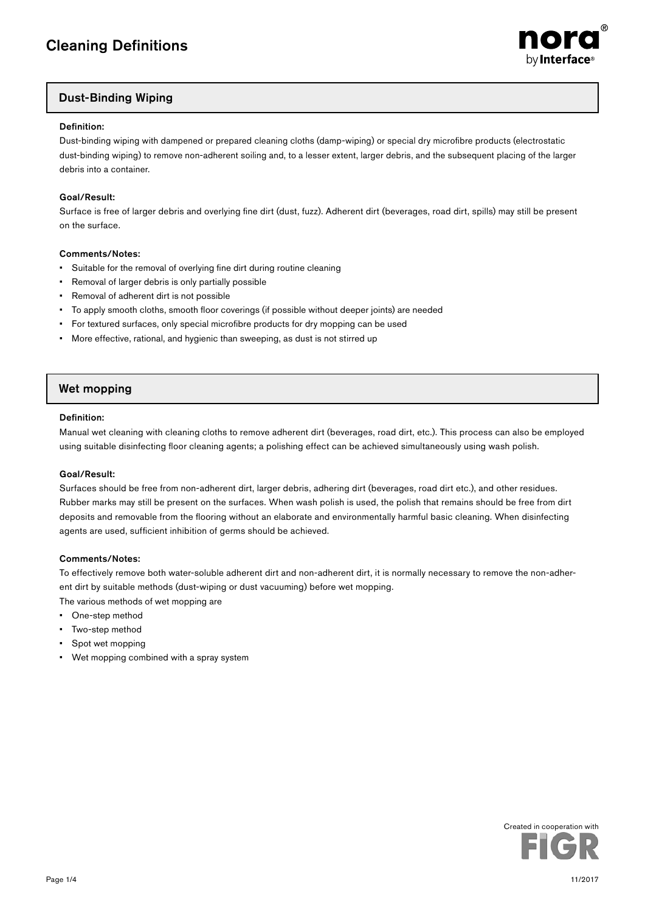# Cleaning Definitions

## Dust-Binding Wiping

**Definition:**

Dust-binding wiping with dampened or prepared cleaning cloths (damp-wiping) or special dry microfibre products (electrostatic dust-binding wiping) to remove non-adherent soiling and, to a lesser extent, larger debris, and the subsequent placing of the larger debris into a container.

**Goal/Result:**

Surface is free of larger debris and overlying fine dirt (dust, fuzz). Adherent dirt (beverages, road dirt, spills) may still be present on the surface.

**Comments/Notes:**

- Suitable for the removal of overlying fine dirt during routine cleaning
- Removal of larger debris is only partially possible
- Removal of adherent dirt is not possible
- To apply smooth cloths, smooth floor coverings (if possible without deeper joints) are needed
- For textured surfaces, only special microfibre products for dry mopping can be used
- More effective, rational, and hygienic than sweeping, as dust is not stirred up

## Wet mopping

**Definition:**

Manual wet cleaning with cleaning cloths to remove adherent dirt (beverages, road dirt, etc.). This process can also be employed using suitable disinfecting floor cleaning agents; a polishing effect can be achieved simultaneously using wash polish.

**Goal/Result:**

Surfaces should be free from non-adherent dirt, larger debris, adhering dirt (beverages, road dirt etc.), and other residues. Rubber marks may still be present on the surfaces. When wash polish is used, the polish that remains should be free from dirt deposits and removable from the flooring without an elaborate and environmentally harmful basic cleaning. When disinfecting agents are used, sufficient inhibition of germs should be achieved.

**Comments/Notes:**

To effectively remove both water-soluble adherent dirt and non-adherent dirt, it is normally necessary to remove the non-adherent dirt by suitable methods (dust-wiping or dust vacuuming) before wet mopping.

The various methods of wet mopping are

- One-step method
- Two-step method
- Spot wet mopping
- Wet mopping combined with a spray system

Created in cooperation with FIGR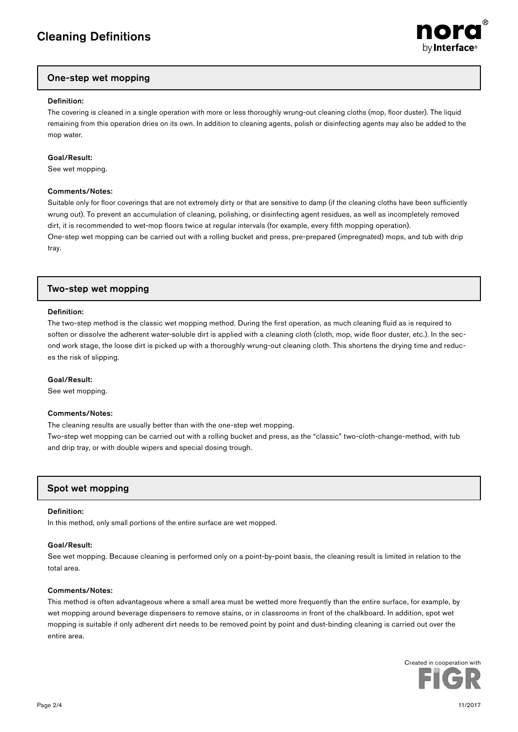# Cleaning Definitions

## One-step wet mopping

**Definition:**

The covering is cleaned in a single operation with more or less thoroughly wrung-out cleaning cloths (mop, floor duster). The liquid remaining from this operation dries on its own. In addition to cleaning agents, polish or disinfecting agents may also be added to the mop water.

**Goal/Result:**

See wet mopping.

**Comments/Notes:**

Suitable only for floor coverings that are not extremely dirty or that are sensitive to damp (if the cleaning cloths have been sufficiently wrung out). To prevent an accumulation of cleaning, polishing, or disinfecting agent residues, as well as incompletely removed dirt, it is recommended to wet-mop floors twice at regular intervals (for example, every fifth mopping operation).
One-step wet mopping can be carried out with a rolling bucket and press, pre-prepared (impregnated) mops, and tub with drip tray.

## Two-step wet mopping

**Definition:**

The two-step method is the classic wet mopping method. During the first operation, as much cleaning fluid as is required to soften or dissolve the adherent water-soluble dirt is applied with a cleaning cloth (cloth, mop, wide floor duster, etc.). In the second work stage, the loose dirt is picked up with a thoroughly wrung-out cleaning cloth. This shortens the drying time and reduces the risk of slipping.

**Goal/Result:**

See wet mopping.

**Comments/Notes:**

The cleaning results are usually better than with the one-step wet mopping.
Two-step wet mopping can be carried out with a rolling bucket and press, as the "classic" two-cloth-change-method, with tub and drip tray, or with double wipers and special dosing trough.

## Spot wet mopping

**Definition:**

In this method, only small portions of the entire surface are wet mopped.

**Goal/Result:**

See wet mopping. Because cleaning is performed only on a point-by-point basis, the cleaning result is limited in relation to the total area.

**Comments/Notes:**

This method is often advantageous where a small area must be wetted more frequently than the entire surface, for example, by wet mopping around beverage dispensers to remove stains, or in classrooms in front of the chalkboard. In addition, spot wet mopping is suitable if only adherent dirt needs to be removed point by point and dust-binding cleaning is carried out over the entire area.

Created in cooperation with FIGR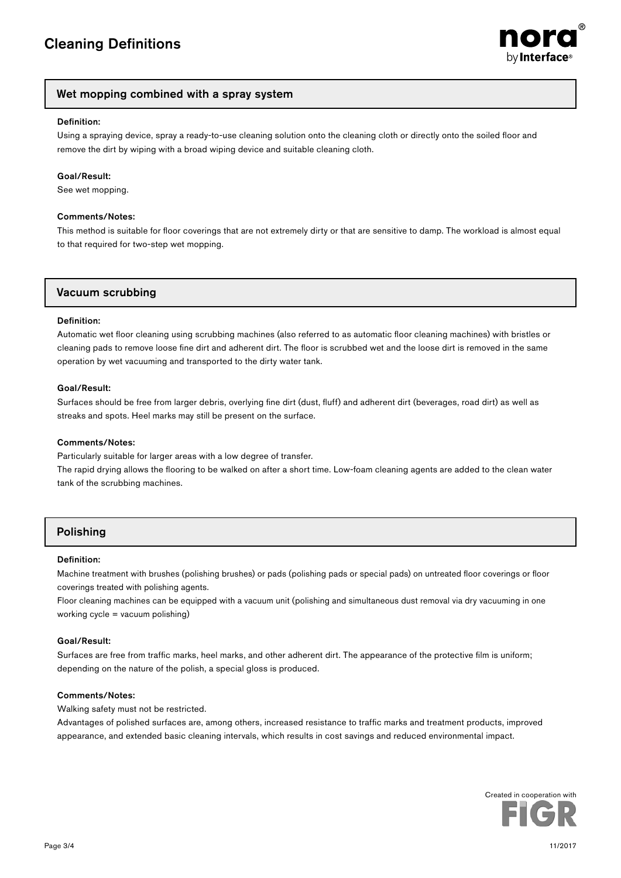## Wet mopping combined with a spray system

**Definition:**

Using a spraying device, spray a ready-to-use cleaning solution onto the cleaning cloth or directly onto the soiled floor and remove the dirt by wiping with a broad wiping device and suitable cleaning cloth.

**Goal/Result:**

See wet mopping.

**Comments/Notes:**

This method is suitable for floor coverings that are not extremely dirty or that are sensitive to damp. The workload is almost equal to that required for two-step wet mopping.

## Vacuum scrubbing

**Definition:**

Automatic wet floor cleaning using scrubbing machines (also referred to as automatic floor cleaning machines) with bristles or cleaning pads to remove loose fine dirt and adherent dirt. The floor is scrubbed wet and the loose dirt is removed in the same operation by wet vacuuming and transported to the dirty water tank.

**Goal/Result:**

Surfaces should be free from larger debris, overlying fine dirt (dust, fluff) and adherent dirt (beverages, road dirt) as well as streaks and spots. Heel marks may still be present on the surface.

**Comments/Notes:**

Particularly suitable for larger areas with a low degree of transfer.

The rapid drying allows the flooring to be walked on after a short time. Low-foam cleaning agents are added to the clean water tank of the scrubbing machines.

## Polishing

**Definition:**

Machine treatment with brushes (polishing brushes) or pads (polishing pads or special pads) on untreated floor coverings or floor coverings treated with polishing agents.

Floor cleaning machines can be equipped with a vacuum unit (polishing and simultaneous dust removal via dry vacuuming in one working cycle = vacuum polishing)

**Goal/Result:**

Surfaces are free from traffic marks, heel marks, and other adherent dirt. The appearance of the protective film is uniform; depending on the nature of the polish, a special gloss is produced.

**Comments/Notes:**

Walking safety must not be restricted.

Advantages of polished surfaces are, among others, increased resistance to traffic marks and treatment products, improved appearance, and extended basic cleaning intervals, which results in cost savings and reduced environmental impact.

Created in cooperation with FIGR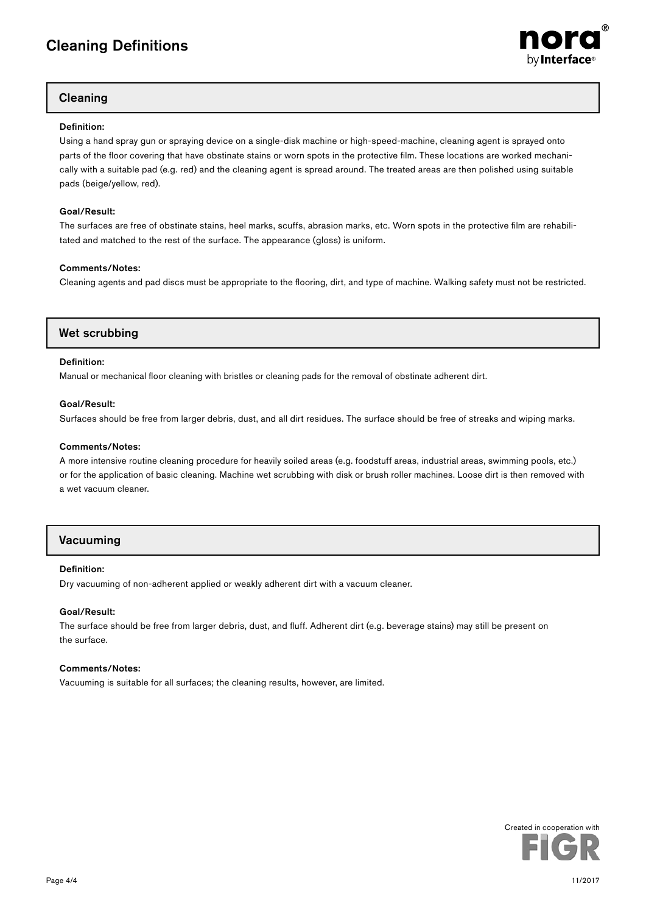# Cleaning Definitions

## Cleaning

**Definition:**

Using a hand spray gun or spraying device on a single-disk machine or high-speed-machine, cleaning agent is sprayed onto parts of the floor covering that have obstinate stains or worn spots in the protective film. These locations are worked mechanically with a suitable pad (e.g. red) and the cleaning agent is spread around. The treated areas are then polished using suitable pads (beige/yellow, red).

**Goal/Result:**

The surfaces are free of obstinate stains, heel marks, scuffs, abrasion marks, etc. Worn spots in the protective film are rehabilitated and matched to the rest of the surface. The appearance (gloss) is uniform.

**Comments/Notes:**

Cleaning agents and pad discs must be appropriate to the flooring, dirt, and type of machine. Walking safety must not be restricted.

## Wet scrubbing

**Definition:**

Manual or mechanical floor cleaning with bristles or cleaning pads for the removal of obstinate adherent dirt.

**Goal/Result:**

Surfaces should be free from larger debris, dust, and all dirt residues. The surface should be free of streaks and wiping marks.

**Comments/Notes:**

A more intensive routine cleaning procedure for heavily soiled areas (e.g. foodstuff areas, industrial areas, swimming pools, etc.) or for the application of basic cleaning. Machine wet scrubbing with disk or brush roller machines. Loose dirt is then removed with a wet vacuum cleaner.

## Vacuuming

**Definition:**

Dry vacuuming of non-adherent applied or weakly adherent dirt with a vacuum cleaner.

**Goal/Result:**

The surface should be free from larger debris, dust, and fluff. Adherent dirt (e.g. beverage stains) may still be present on the surface.

**Comments/Notes:**

Vacuuming is suitable for all surfaces; the cleaning results, however, are limited.

Created in cooperation with FIGR

11/2017